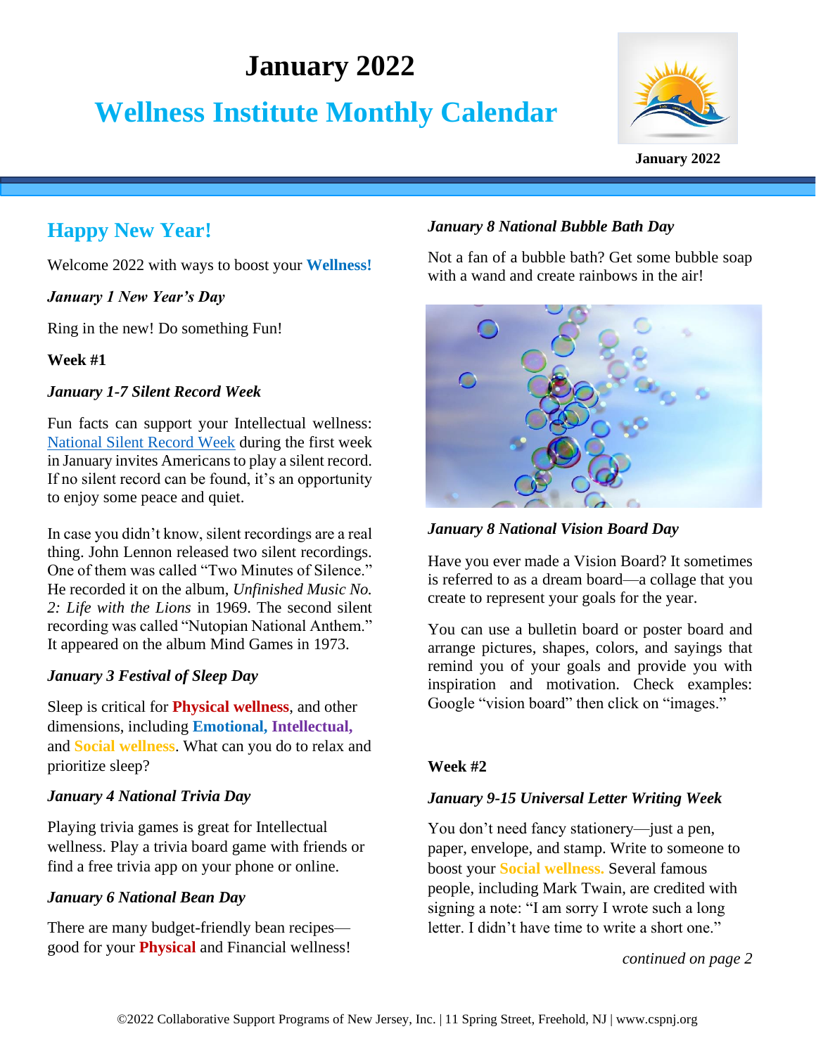# January 2022

# Wellness Institute Monthly Calendar

January 2022

## Happy New Year!

Welcome 2022 with ways to boost your **Wellness!**

***January 1 New Year's Day***

Ring in the new! Do something Fun!

**Week #1**

***January 1-7 Silent Record Week***

Fun facts can support your Intellectual wellness: National Silent Record Week during the first week in January invites Americans to play a silent record. If no silent record can be found, it's an opportunity to enjoy some peace and quiet.

In case you didn't know, silent recordings are a real thing. John Lennon released two silent recordings. One of them was called "Two Minutes of Silence." He recorded it on the album, *Unfinished Music No. 2: Life with the Lions* in 1969. The second silent recording was called "Nutopian National Anthem." It appeared on the album Mind Games in 1973.

***January 3 Festival of Sleep Day***

Sleep is critical for **Physical wellness**, and other dimensions, including **Emotional,** **Intellectual,** and **Social wellness**. What can you do to relax and prioritize sleep?

***January 4 National Trivia Day***

Playing trivia games is great for Intellectual wellness. Play a trivia board game with friends or find a free trivia app on your phone or online.

***January 6 National Bean Day***

There are many budget-friendly bean recipes—good for your **Physical** and Financial wellness!

***January 8 National Bubble Bath Day***

Not a fan of a bubble bath? Get some bubble soap with a wand and create rainbows in the air!

***January 8 National Vision Board Day***

Have you ever made a Vision Board? It sometimes is referred to as a dream board—a collage that you create to represent your goals for the year.

You can use a bulletin board or poster board and arrange pictures, shapes, colors, and sayings that remind you of your goals and provide you with inspiration and motivation. Check examples: Google "vision board" then click on "images."

**Week #2**

***January 9-15 Universal Letter Writing Week***

You don't need fancy stationery—just a pen, paper, envelope, and stamp. Write to someone to boost your **Social wellness.** Several famous people, including Mark Twain, are credited with signing a note: "I am sorry I wrote such a long letter. I didn't have time to write a short one."

*continued on page 2*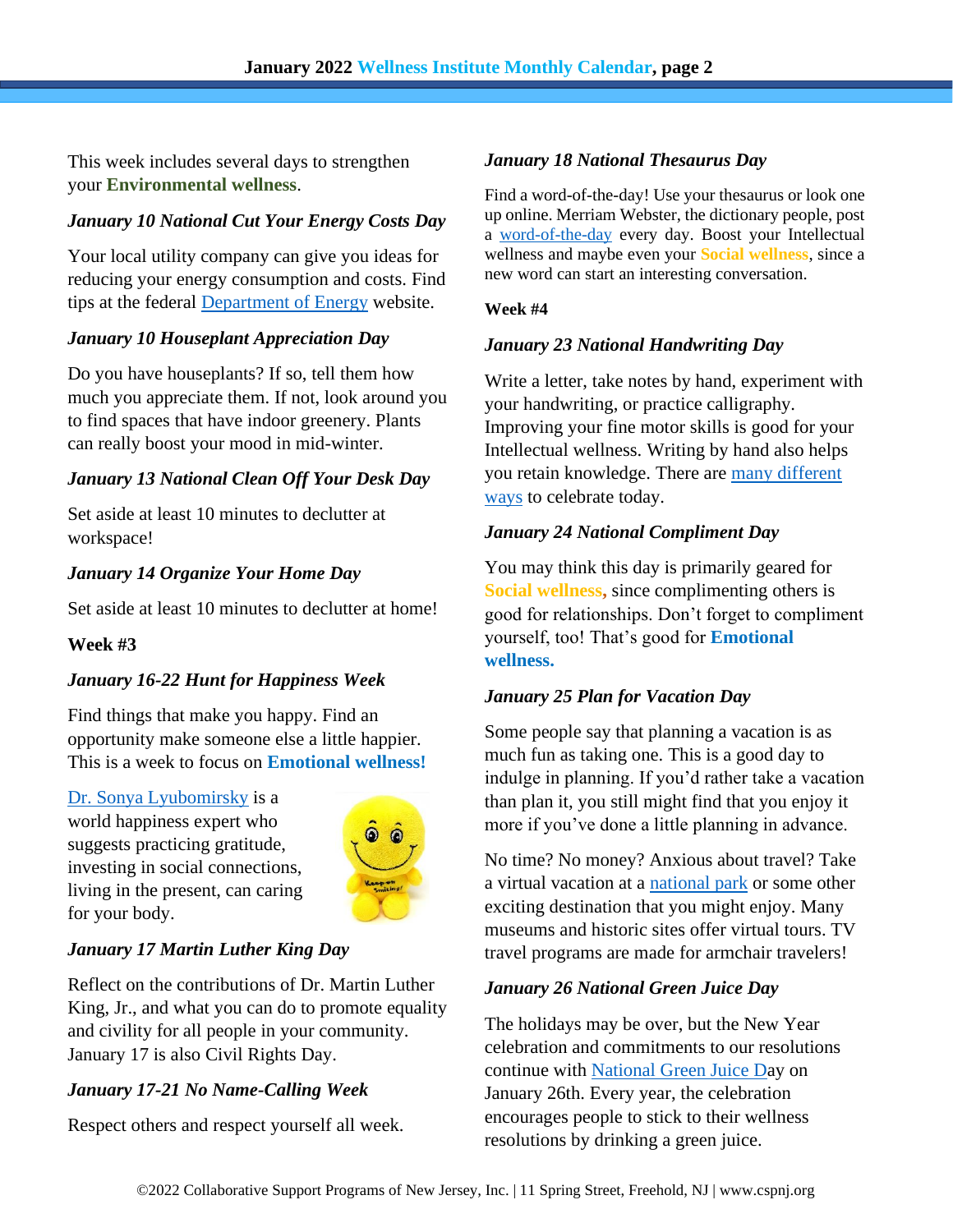This week includes several days to strengthen your **Environmental wellness**.

### *January 10 National Cut Your Energy Costs Day*

Your local utility company can give you ideas for reducing your energy consumption and costs. Find tips at the federal Department of Energy website.

### *January 10 Houseplant Appreciation Day*

Do you have houseplants? If so, tell them how much you appreciate them. If not, look around you to find spaces that have indoor greenery. Plants can really boost your mood in mid-winter.

### *January 13 National Clean Off Your Desk Day*

Set aside at least 10 minutes to declutter at workspace!

### *January 14 Organize Your Home Day*

Set aside at least 10 minutes to declutter at home!

**Week #3**

### *January 16-22 Hunt for Happiness Week*

Find things that make you happy. Find an opportunity make someone else a little happier. This is a week to focus on **Emotional wellness!**

Dr. Sonya Lyubomirsky is a world happiness expert who suggests practicing gratitude, investing in social connections, living in the present, can caring for your body.

### *January 17 Martin Luther King Day*

Reflect on the contributions of Dr. Martin Luther King, Jr., and what you can do to promote equality and civility for all people in your community. January 17 is also Civil Rights Day.

### *January 17-21 No Name-Calling Week*

Respect others and respect yourself all week.

### *January 18 National Thesaurus Day*

Find a word-of-the-day! Use your thesaurus or look one up online. Merriam Webster, the dictionary people, post a word-of-the-day every day. Boost your Intellectual wellness and maybe even your **Social wellness**, since a new word can start an interesting conversation.

**Week #4**

### *January 23 National Handwriting Day*

Write a letter, take notes by hand, experiment with your handwriting, or practice calligraphy. Improving your fine motor skills is good for your Intellectual wellness. Writing by hand also helps you retain knowledge. There are many different ways to celebrate today.

### *January 24 National Compliment Day*

You may think this day is primarily geared for **Social wellness**, since complimenting others is good for relationships. Don't forget to compliment yourself, too! That's good for **Emotional wellness.**

### *January 25 Plan for Vacation Day*

Some people say that planning a vacation is as much fun as taking one. This is a good day to indulge in planning. If you'd rather take a vacation than plan it, you still might find that you enjoy it more if you've done a little planning in advance.

No time? No money? Anxious about travel? Take a virtual vacation at a national park or some other exciting destination that you might enjoy. Many museums and historic sites offer virtual tours. TV travel programs are made for armchair travelers!

### *January 26 National Green Juice Day*

The holidays may be over, but the New Year celebration and commitments to our resolutions continue with National Green Juice Day on January 26th. Every year, the celebration encourages people to stick to their wellness resolutions by drinking a green juice.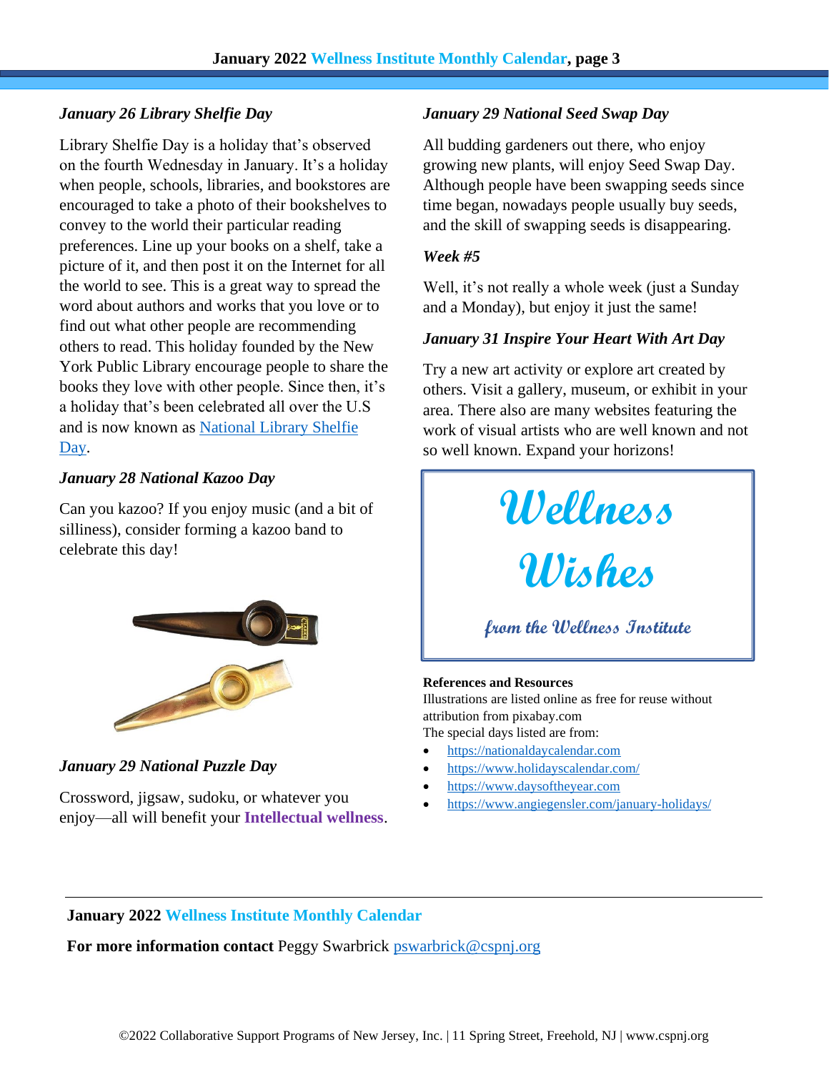*January 26 Library Shelfie Day*

Library Shelfie Day is a holiday that's observed on the fourth Wednesday in January. It's a holiday when people, schools, libraries, and bookstores are encouraged to take a photo of their bookshelves to convey to the world their particular reading preferences. Line up your books on a shelf, take a picture of it, and then post it on the Internet for all the world to see. This is a great way to spread the word about authors and works that you love or to find out what other people are recommending others to read. This holiday founded by the New York Public Library encourage people to share the books they love with other people. Since then, it's a holiday that's been celebrated all over the U.S and is now known as [National Library Shelfie Day](https://nationaldaycalendar.com).

*January 28 National Kazoo Day*

Can you kazoo? If you enjoy music (and a bit of silliness), consider forming a kazoo band to celebrate this day!

*January 29 National Puzzle Day*

Crossword, jigsaw, sudoku, or whatever you enjoy—all will benefit your **Intellectual wellness**.

*January 29 National Seed Swap Day*

All budding gardeners out there, who enjoy growing new plants, will enjoy Seed Swap Day. Although people have been swapping seeds since time began, nowadays people usually buy seeds, and the skill of swapping seeds is disappearing.

*Week #5*

Well, it's not really a whole week (just a Sunday and a Monday), but enjoy it just the same!

*January 31 Inspire Your Heart With Art Day*

Try a new art activity or explore art created by others. Visit a gallery, museum, or exhibit in your area. There also are many websites featuring the work of visual artists who are well known and not so well known. Expand your horizons!

**Wellness Wishes**

*from the Wellness Institute*

**References and Resources**

Illustrations are listed online as free for reuse without attribution from pixabay.com

The special days listed are from:

- https://nationaldaycalendar.com
- https://www.holidayscalendar.com/
- https://www.daysoftheyear.com
- https://www.angiegensler.com/january-holidays/

---

**January 2022 Wellness Institute Monthly Calendar**

**For more information contact** Peggy Swarbrick pswarbrick@cspnj.org

©2022 Collaborative Support Programs of New Jersey, Inc. | 11 Spring Street, Freehold, NJ | www.cspnj.org